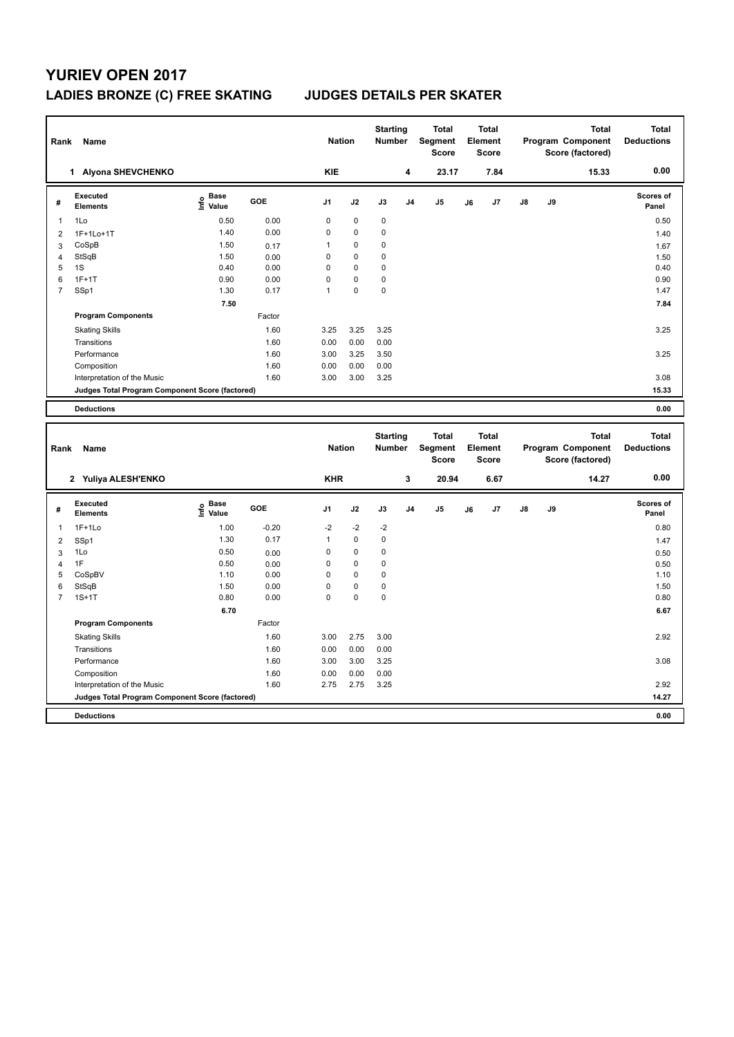# YURIEV OPEN 2017

## LADIES BRONZE (C) FREE SKATING JUDGES DETAILS PER SKATER

| Rank | Name | Nation | Starting Number | Total Segment Score | Total Element Score | Total Program Component Score (factored) | Total Deductions |
|---|---|---|---|---|---|---|---|
| 1 | Alyona SHEVCHENKO | KIE | 4 | 23.17 | 7.84 | 15.33 | 0.00 |

| # | Executed Elements | Info | Base Value | GOE | J1 | J2 | J3 | J4 | J5 | J6 | J7 | J8 | J9 | Scores of Panel |
|---|---|---|---|---|---|---|---|---|---|---|---|---|---|---|
| 1 | 1Lo | | 0.50 | 0.00 | 0 | 0 | 0 | | | | | | | 0.50 |
| 2 | 1F+1Lo+1T | | 1.40 | 0.00 | 0 | 0 | 0 | | | | | | | 1.40 |
| 3 | CoSpB | | 1.50 | 0.17 | 1 | 0 | 0 | | | | | | | 1.67 |
| 4 | StSqB | | 1.50 | 0.00 | 0 | 0 | 0 | | | | | | | 1.50 |
| 5 | 1S | | 0.40 | 0.00 | 0 | 0 | 0 | | | | | | | 0.40 |
| 6 | 1F+1T | | 0.90 | 0.00 | 0 | 0 | 0 | | | | | | | 0.90 |
| 7 | SSp1 | | 1.30 | 0.17 | 1 | 0 | 0 | | | | | | | 1.47 |
| | | | 7.50 | | | | | | | | | | | 7.84 |
| | **Program Components** | | | Factor | | | | | | | | | | |
| | Skating Skills | | | 1.60 | 3.25 | 3.25 | 3.25 | | | | | | | 3.25 |
| | Transitions | | | 1.60 | 0.00 | 0.00 | 0.00 | | | | | | | |
| | Performance | | | 1.60 | 3.00 | 3.25 | 3.50 | | | | | | | 3.25 |
| | Composition | | | 1.60 | 0.00 | 0.00 | 0.00 | | | | | | | |
| | Interpretation of the Music | | | 1.60 | 3.00 | 3.00 | 3.25 | | | | | | | 3.08 |
| | **Judges Total Program Component Score (factored)** | | | | | | | | | | | | | 15.33 |
| | **Deductions** | | | | | | | | | | | | | 0.00 |

| Rank | Name | Nation | Starting Number | Total Segment Score | Total Element Score | Total Program Component Score (factored) | Total Deductions |
|---|---|---|---|---|---|---|---|
| 2 | Yuliya ALESH'ENKO | KHR | 3 | 20.94 | 6.67 | 14.27 | 0.00 |

| # | Executed Elements | Info | Base Value | GOE | J1 | J2 | J3 | J4 | J5 | J6 | J7 | J8 | J9 | Scores of Panel |
|---|---|---|---|---|---|---|---|---|---|---|---|---|---|---|
| 1 | 1F+1Lo | | 1.00 | -0.20 | -2 | -2 | -2 | | | | | | | 0.80 |
| 2 | SSp1 | | 1.30 | 0.17 | 1 | 0 | 0 | | | | | | | 1.47 |
| 3 | 1Lo | | 0.50 | 0.00 | 0 | 0 | 0 | | | | | | | 0.50 |
| 4 | 1F | | 0.50 | 0.00 | 0 | 0 | 0 | | | | | | | 0.50 |
| 5 | CoSpBV | | 1.10 | 0.00 | 0 | 0 | 0 | | | | | | | 1.10 |
| 6 | StSqB | | 1.50 | 0.00 | 0 | 0 | 0 | | | | | | | 1.50 |
| 7 | 1S+1T | | 0.80 | 0.00 | 0 | 0 | 0 | | | | | | | 0.80 |
| | | | 6.70 | | | | | | | | | | | 6.67 |
| | **Program Components** | | | Factor | | | | | | | | | | |
| | Skating Skills | | | 1.60 | 3.00 | 2.75 | 3.00 | | | | | | | 2.92 |
| | Transitions | | | 1.60 | 0.00 | 0.00 | 0.00 | | | | | | | |
| | Performance | | | 1.60 | 3.00 | 3.00 | 3.25 | | | | | | | 3.08 |
| | Composition | | | 1.60 | 0.00 | 0.00 | 0.00 | | | | | | | |
| | Interpretation of the Music | | | 1.60 | 2.75 | 2.75 | 3.25 | | | | | | | 2.92 |
| | **Judges Total Program Component Score (factored)** | | | | | | | | | | | | | 14.27 |
| | **Deductions** | | | | | | | | | | | | | 0.00 |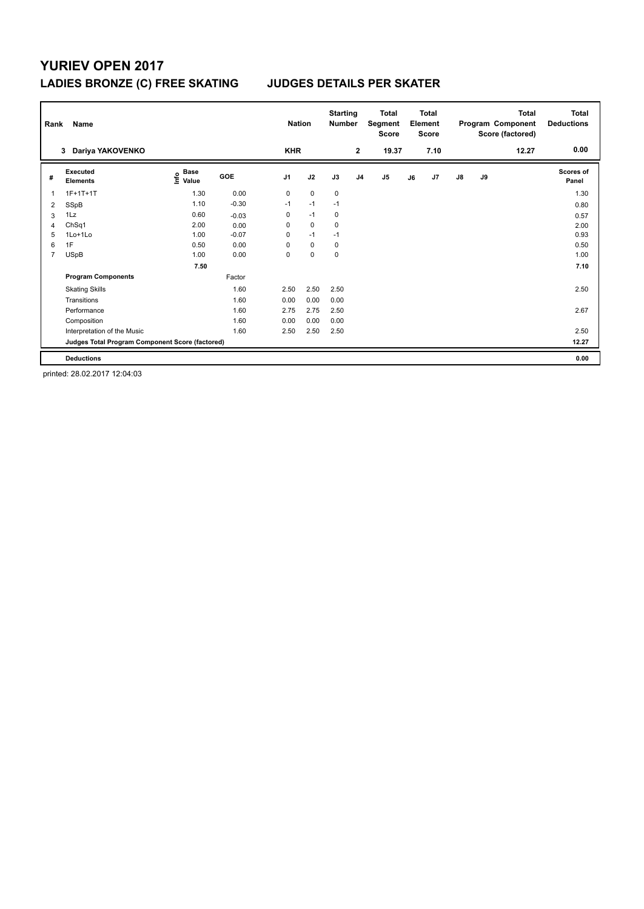# YURIEV OPEN 2017

## LADIES BRONZE (C) FREE SKATING JUDGES DETAILS PER SKATER

| Rank | Name | Nation | Starting Number | Total Segment Score | Total Element Score | Total Program Component Score (factored) | Total Deductions |
|---|---|---|---|---|---|---|---|
| 3 | Dariya YAKOVENKO | KHR | 2 | 19.37 | 7.10 | 12.27 | 0.00 |

| # | Executed Elements | Info | Base Value | GOE | J1 | J2 | J3 | J4 | J5 | J6 | J7 | J8 | J9 | Scores of Panel |
|---|---|---|---|---|---|---|---|---|---|---|---|---|---|---|
| 1 | 1F+1T+1T | | 1.30 | 0.00 | 0 | 0 | 0 | | | | | | | 1.30 |
| 2 | SSpB | | 1.10 | -0.30 | -1 | -1 | -1 | | | | | | | 0.80 |
| 3 | 1Lz | | 0.60 | -0.03 | 0 | -1 | 0 | | | | | | | 0.57 |
| 4 | ChSq1 | | 2.00 | 0.00 | 0 | 0 | 0 | | | | | | | 2.00 |
| 5 | 1Lo+1Lo | | 1.00 | -0.07 | 0 | -1 | -1 | | | | | | | 0.93 |
| 6 | 1F | | 0.50 | 0.00 | 0 | 0 | 0 | | | | | | | 0.50 |
| 7 | USpB | | 1.00 | 0.00 | 0 | 0 | 0 | | | | | | | 1.00 |
| | | | 7.50 | | | | | | | | | | | 7.10 |
| | **Program Components** | | | Factor | | | | | | | | | | |
| | Skating Skills | | | 1.60 | 2.50 | 2.50 | 2.50 | | | | | | | 2.50 |
| | Transitions | | | 1.60 | 0.00 | 0.00 | 0.00 | | | | | | | |
| | Performance | | | 1.60 | 2.75 | 2.75 | 2.50 | | | | | | | 2.67 |
| | Composition | | | 1.60 | 0.00 | 0.00 | 0.00 | | | | | | | |
| | Interpretation of the Music | | | 1.60 | 2.50 | 2.50 | 2.50 | | | | | | | 2.50 |
| | **Judges Total Program Component Score (factored)** | | | | | | | | | | | | | 12.27 |
| | **Deductions** | | | | | | | | | | | | | 0.00 |

printed: 28.02.2017 12:04:03